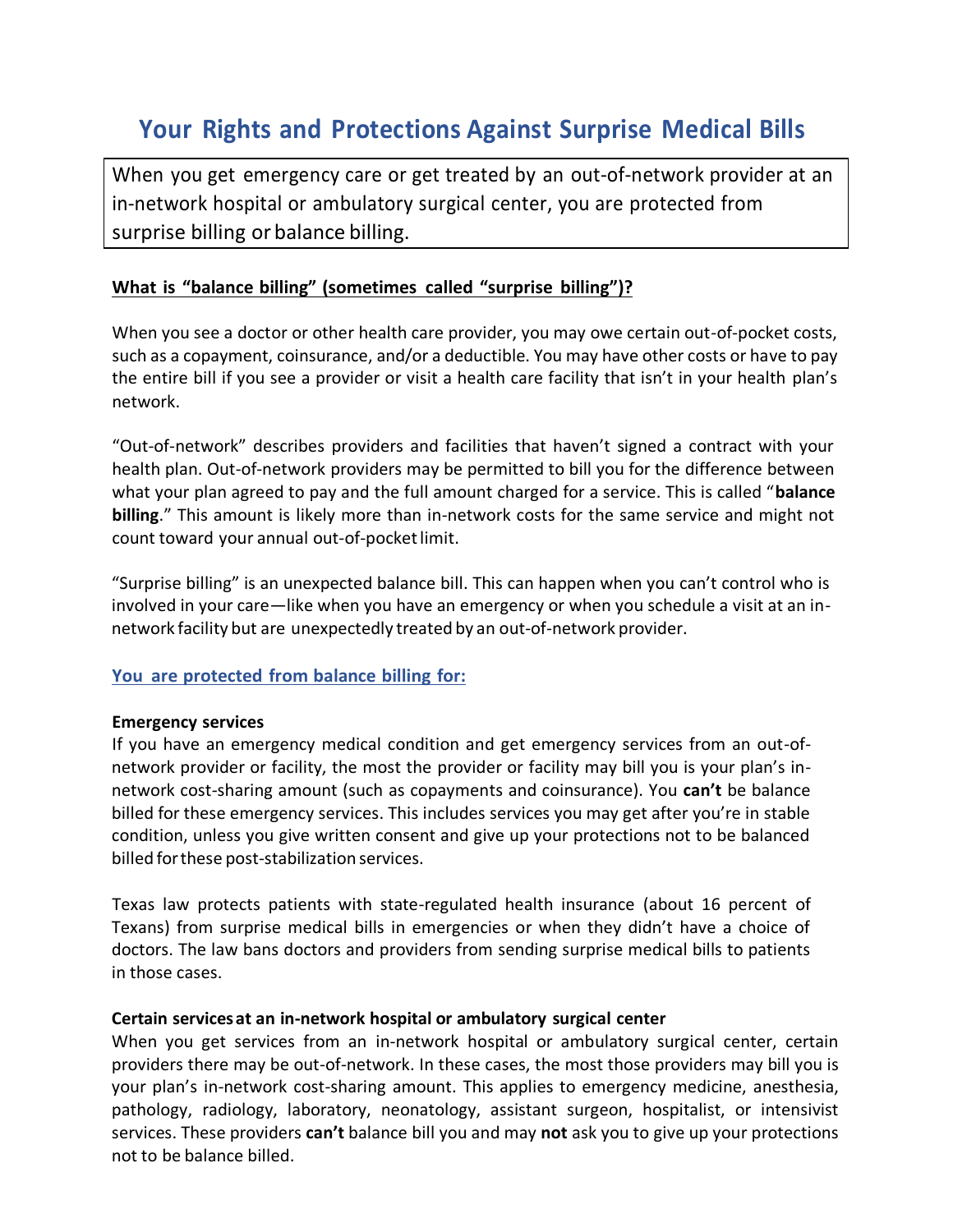# Your Rights and Protections Against Surprise Medical Bills

When you get emergency care or get treated by an out-of-network provider at an in-network hospital or ambulatory surgical center, you are protected from surprise billing or balance billing.

## What is "balance billing" (sometimes called "surprise billing")?

When you see a doctor or other health care provider, you may owe certain out-of-pocket costs, such as a copayment, coinsurance, and/or a deductible. You may have other costs or have to pay the entire bill if you see a provider or visit a health care facility that isn't in your health plan's network.

"Out-of-network" describes providers and facilities that haven't signed a contract with your health plan. Out-of-network providers may be permitted to bill you for the difference between what your plan agreed to pay and the full amount charged for a service. This is called "**balance billing**." This amount is likely more than in-network costs for the same service and might not count toward your annual out-of-pocket limit.

"Surprise billing" is an unexpected balance bill. This can happen when you can't control who is involved in your care—like when you have an emergency or when you schedule a visit at an in-network facility but are unexpectedly treated by an out-of-network provider.

## You are protected from balance billing for:

### Emergency services

If you have an emergency medical condition and get emergency services from an out-of-network provider or facility, the most the provider or facility may bill you is your plan's in-network cost-sharing amount (such as copayments and coinsurance). You **can't** be balance billed for these emergency services. This includes services you may get after you're in stable condition, unless you give written consent and give up your protections not to be balanced billed for these post-stabilization services.

Texas law protects patients with state-regulated health insurance (about 16 percent of Texans) from surprise medical bills in emergencies or when they didn't have a choice of doctors. The law bans doctors and providers from sending surprise medical bills to patients in those cases.

### Certain services at an in-network hospital or ambulatory surgical center

When you get services from an in-network hospital or ambulatory surgical center, certain providers there may be out-of-network. In these cases, the most those providers may bill you is your plan's in-network cost-sharing amount. This applies to emergency medicine, anesthesia, pathology, radiology, laboratory, neonatology, assistant surgeon, hospitalist, or intensivist services. These providers **can't** balance bill you and may **not** ask you to give up your protections not to be balance billed.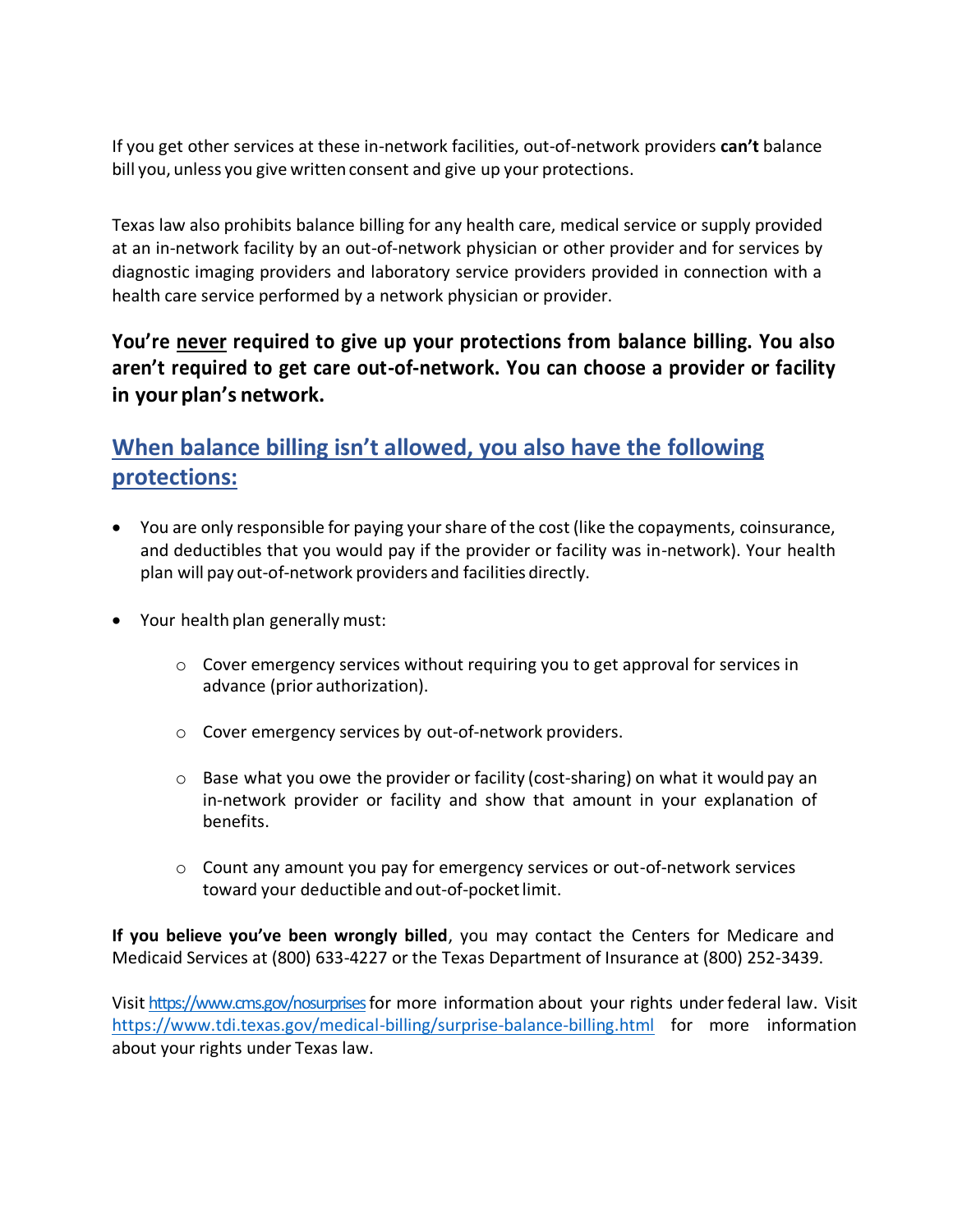If you get other services at these in-network facilities, out-of-network providers **can't** balance bill you, unless you give written consent and give up your protections.

Texas law also prohibits balance billing for any health care, medical service or supply provided at an in-network facility by an out-of-network physician or other provider and for services by diagnostic imaging providers and laboratory service providers provided in connection with a health care service performed by a network physician or provider.

**You're <u>never</u> required to give up your protections from balance billing. You also aren't required to get care out-of-network. You can choose a provider or facility in your plan's network.**

## When balance billing isn't allowed, you also have the following protections:

- You are only responsible for paying your share of the cost (like the copayments, coinsurance, and deductibles that you would pay if the provider or facility was in-network). Your health plan will pay out-of-network providers and facilities directly.
- Your health plan generally must:
    - Cover emergency services without requiring you to get approval for services in advance (prior authorization).
    - Cover emergency services by out-of-network providers.
    - Base what you owe the provider or facility (cost-sharing) on what it would pay an in-network provider or facility and show that amount in your explanation of benefits.
    - Count any amount you pay for emergency services or out-of-network services toward your deductible and out-of-pocket limit.

**If you believe you've been wrongly billed**, you may contact the Centers for Medicare and Medicaid Services at (800) 633-4227 or the Texas Department of Insurance at (800) 252-3439.

Visit https://www.cms.gov/nosurprises for more information about your rights under federal law. Visit https://www.tdi.texas.gov/medical-billing/surprise-balance-billing.html for more information about your rights under Texas law.